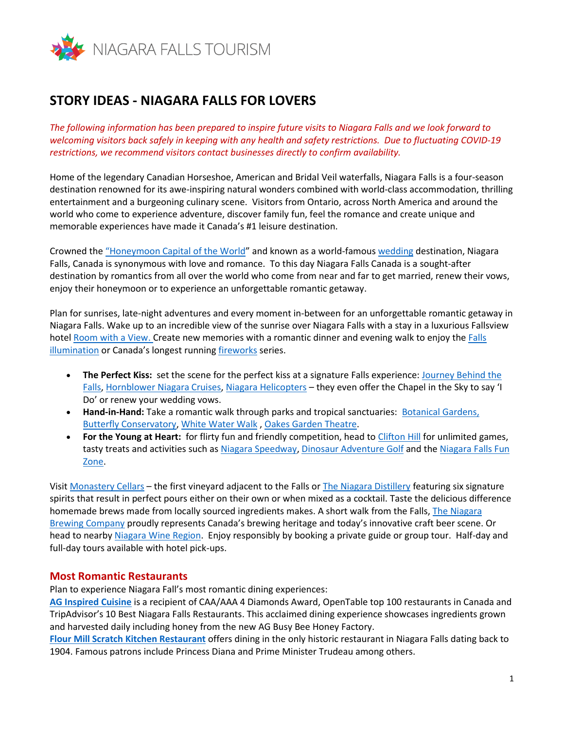NIAGARA FALLS TOURISM

# STORY IDEAS - NIAGARA FALLS FOR LOVERS

*The following information has been prepared to inspire future visits to Niagara Falls and we look forward to welcoming visitors back safely in keeping with any health and safety restrictions. Due to fluctuating COVID-19 restrictions, we recommend visitors contact businesses directly to confirm availability.*

Home of the legendary Canadian Horseshoe, American and Bridal Veil waterfalls, Niagara Falls is a four-season destination renowned for its awe-inspiring natural wonders combined with world-class accommodation, thrilling entertainment and a burgeoning culinary scene. Visitors from Ontario, across North America and around the world who come to experience adventure, discover family fun, feel the romance and create unique and memorable experiences have made it Canada's #1 leisure destination.

Crowned the "Honeymoon Capital of the World" and known as a world-famous wedding destination, Niagara Falls, Canada is synonymous with love and romance. To this day Niagara Falls Canada is a sought-after destination by romantics from all over the world who come from near and far to get married, renew their vows, enjoy their honeymoon or to experience an unforgettable romantic getaway.

Plan for sunrises, late-night adventures and every moment in-between for an unforgettable romantic getaway in Niagara Falls. Wake up to an incredible view of the sunrise over Niagara Falls with a stay in a luxurious Fallsview hotel Room with a View. Create new memories with a romantic dinner and evening walk to enjoy the Falls illumination or Canada's longest running fireworks series.

- **The Perfect Kiss:** set the scene for the perfect kiss at a signature Falls experience: Journey Behind the Falls, Hornblower Niagara Cruises, Niagara Helicopters – they even offer the Chapel in the Sky to say 'I Do' or renew your wedding vows.
- **Hand-in-Hand:** Take a romantic walk through parks and tropical sanctuaries: Botanical Gardens, Butterfly Conservatory, White Water Walk , Oakes Garden Theatre.
- **For the Young at Heart:** for flirty fun and friendly competition, head to Clifton Hill for unlimited games, tasty treats and activities such as Niagara Speedway, Dinosaur Adventure Golf and the Niagara Falls Fun Zone.

Visit Monastery Cellars – the first vineyard adjacent to the Falls or The Niagara Distillery featuring six signature spirits that result in perfect pours either on their own or when mixed as a cocktail. Taste the delicious difference homemade brews made from locally sourced ingredients makes. A short walk from the Falls, The Niagara Brewing Company proudly represents Canada's brewing heritage and today's innovative craft beer scene. Or head to nearby Niagara Wine Region. Enjoy responsibly by booking a private guide or group tour. Half-day and full-day tours available with hotel pick-ups.

## Most Romantic Restaurants

Plan to experience Niagara Fall's most romantic dining experiences:

**AG Inspired Cuisine** is a recipient of CAA/AAA 4 Diamonds Award, OpenTable top 100 restaurants in Canada and TripAdvisor's 10 Best Niagara Falls Restaurants. This acclaimed dining experience showcases ingredients grown and harvested daily including honey from the new AG Busy Bee Honey Factory.

**Flour Mill Scratch Kitchen Restaurant** offers dining in the only historic restaurant in Niagara Falls dating back to 1904. Famous patrons include Princess Diana and Prime Minister Trudeau among others.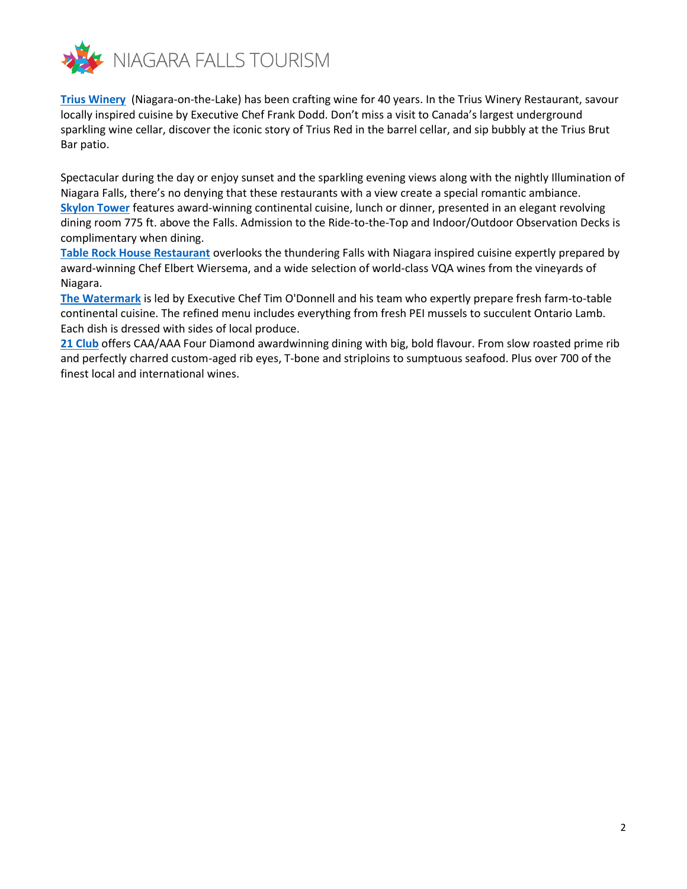**Trius Winery** (Niagara-on-the-Lake) has been crafting wine for 40 years. In the Trius Winery Restaurant, savour locally inspired cuisine by Executive Chef Frank Dodd. Don't miss a visit to Canada's largest underground sparkling wine cellar, discover the iconic story of Trius Red in the barrel cellar, and sip bubbly at the Trius Brut Bar patio.

Spectacular during the day or enjoy sunset and the sparkling evening views along with the nightly Illumination of Niagara Falls, there's no denying that these restaurants with a view create a special romantic ambiance.

**Skylon Tower** features award-winning continental cuisine, lunch or dinner, presented in an elegant revolving dining room 775 ft. above the Falls. Admission to the Ride-to-the-Top and Indoor/Outdoor Observation Decks is complimentary when dining.

**Table Rock House Restaurant** overlooks the thundering Falls with Niagara inspired cuisine expertly prepared by award-winning Chef Elbert Wiersema, and a wide selection of world-class VQA wines from the vineyards of Niagara.

**The Watermark** is led by Executive Chef Tim O'Donnell and his team who expertly prepare fresh farm-to-table continental cuisine. The refined menu includes everything from fresh PEI mussels to succulent Ontario Lamb. Each dish is dressed with sides of local produce.

**21 Club** offers CAA/AAA Four Diamond awardwinning dining with big, bold flavour. From slow roasted prime rib and perfectly charred custom-aged rib eyes, T-bone and striploins to sumptuous seafood. Plus over 700 of the finest local and international wines.